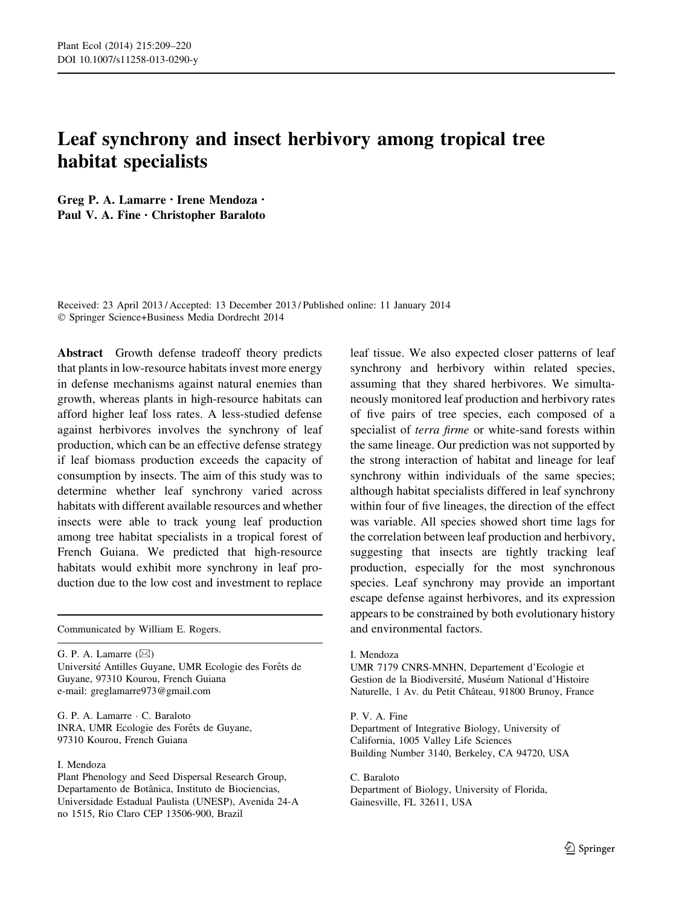# Leaf synchrony and insect herbivory among tropical tree habitat specialists

**Greg P. A. Lamarre · Irene Mendoza · Paul V. A. Fine · Christopher Baraloto**

Received: 23 April 2013 / Accepted: 13 December 2013 / Published online: 11 January 2014
© Springer Science+Business Media Dordrecht 2014

**Abstract** Growth defense tradeoff theory predicts that plants in low-resource habitats invest more energy in defense mechanisms against natural enemies than growth, whereas plants in high-resource habitats can afford higher leaf loss rates. A less-studied defense against herbivores involves the synchrony of leaf production, which can be an effective defense strategy if leaf biomass production exceeds the capacity of consumption by insects. The aim of this study was to determine whether leaf synchrony varied across habitats with different available resources and whether insects were able to track young leaf production among tree habitat specialists in a tropical forest of French Guiana. We predicted that high-resource habitats would exhibit more synchrony in leaf production due to the low cost and investment to replace leaf tissue. We also expected closer patterns of leaf synchrony and herbivory within related species, assuming that they shared herbivores. We simultaneously monitored leaf production and herbivory rates of five pairs of tree species, each composed of a specialist of *terra firme* or white-sand forests within the same lineage. Our prediction was not supported by the strong interaction of habitat and lineage for leaf synchrony within individuals of the same species; although habitat specialists differed in leaf synchrony within four of five lineages, the direction of the effect was variable. All species showed short time lags for the correlation between leaf production and herbivory, suggesting that insects are tightly tracking leaf production, especially for the most synchronous species. Leaf synchrony may provide an important escape defense against herbivores, and its expression appears to be constrained by both evolutionary history and environmental factors.

Communicated by William E. Rogers.

G. P. A. Lamarre (✉)
Université Antilles Guyane, UMR Ecologie des Forêts de Guyane, 97310 Kourou, French Guiana
e-mail: greglamarre973@gmail.com

G. P. A. Lamarre · C. Baraloto
INRA, UMR Ecologie des Forêts de Guyane, 97310 Kourou, French Guiana

I. Mendoza
Plant Phenology and Seed Dispersal Research Group, Departamento de Botânica, Instituto de Biociencias, Universidade Estadual Paulista (UNESP), Avenida 24-A no 1515, Rio Claro CEP 13506-900, Brazil

I. Mendoza
UMR 7179 CNRS-MNHN, Departement d'Ecologie et Gestion de la Biodiversité, Muséum National d'Histoire Naturelle, 1 Av. du Petit Château, 91800 Brunoy, France

P. V. A. Fine
Department of Integrative Biology, University of California, 1005 Valley Life Sciences Building Number 3140, Berkeley, CA 94720, USA

C. Baraloto
Department of Biology, University of Florida, Gainesville, FL 32611, USA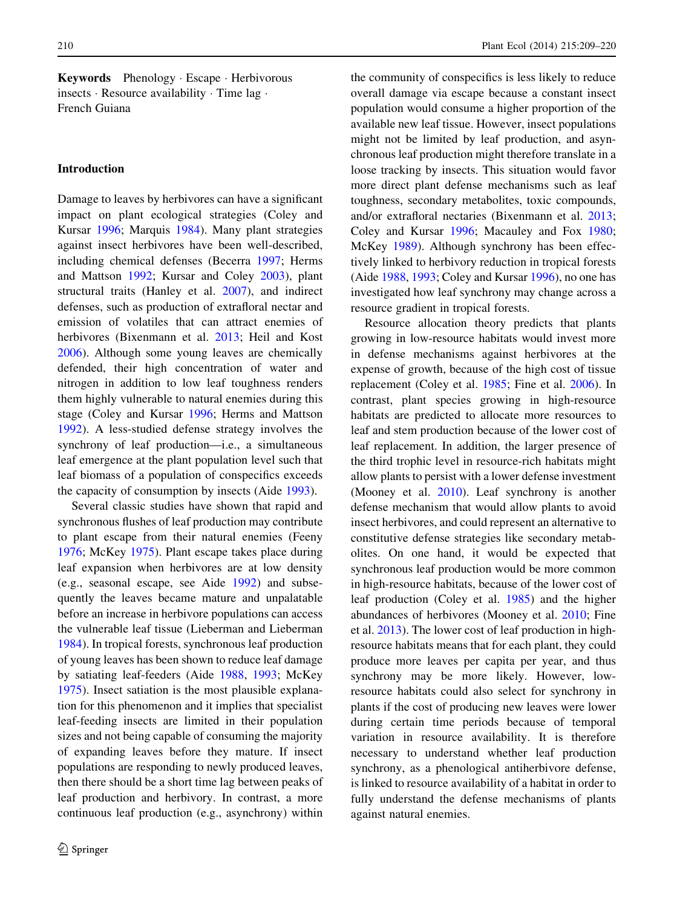**Keywords** Phenology · Escape · Herbivorous insects · Resource availability · Time lag · French Guiana

## Introduction

Damage to leaves by herbivores can have a significant impact on plant ecological strategies (Coley and Kursar 1996; Marquis 1984). Many plant strategies against insect herbivores have been well-described, including chemical defenses (Becerra 1997; Herms and Mattson 1992; Kursar and Coley 2003), plant structural traits (Hanley et al. 2007), and indirect defenses, such as production of extrafloral nectar and emission of volatiles that can attract enemies of herbivores (Bixenmann et al. 2013; Heil and Kost 2006). Although some young leaves are chemically defended, their high concentration of water and nitrogen in addition to low leaf toughness renders them highly vulnerable to natural enemies during this stage (Coley and Kursar 1996; Herms and Mattson 1992). A less-studied defense strategy involves the synchrony of leaf production—i.e., a simultaneous leaf emergence at the plant population level such that leaf biomass of a population of conspecifics exceeds the capacity of consumption by insects (Aide 1993).

Several classic studies have shown that rapid and synchronous flushes of leaf production may contribute to plant escape from their natural enemies (Feeny 1976; McKey 1975). Plant escape takes place during leaf expansion when herbivores are at low density (e.g., seasonal escape, see Aide 1992) and subsequently the leaves became mature and unpalatable before an increase in herbivore populations can access the vulnerable leaf tissue (Lieberman and Lieberman 1984). In tropical forests, synchronous leaf production of young leaves has been shown to reduce leaf damage by satiating leaf-feeders (Aide 1988, 1993; McKey 1975). Insect satiation is the most plausible explanation for this phenomenon and it implies that specialist leaf-feeding insects are limited in their population sizes and not being capable of consuming the majority of expanding leaves before they mature. If insect populations are responding to newly produced leaves, then there should be a short time lag between peaks of leaf production and herbivory. In contrast, a more continuous leaf production (e.g., asynchrony) within the community of conspecifics is less likely to reduce overall damage via escape because a constant insect population would consume a higher proportion of the available new leaf tissue. However, insect populations might not be limited by leaf production, and asynchronous leaf production might therefore translate in a loose tracking by insects. This situation would favor more direct plant defense mechanisms such as leaf toughness, secondary metabolites, toxic compounds, and/or extrafloral nectaries (Bixenmann et al. 2013; Coley and Kursar 1996; Macauley and Fox 1980; McKey 1989). Although synchrony has been effectively linked to herbivory reduction in tropical forests (Aide 1988, 1993; Coley and Kursar 1996), no one has investigated how leaf synchrony may change across a resource gradient in tropical forests.

Resource allocation theory predicts that plants growing in low-resource habitats would invest more in defense mechanisms against herbivores at the expense of growth, because of the high cost of tissue replacement (Coley et al. 1985; Fine et al. 2006). In contrast, plant species growing in high-resource habitats are predicted to allocate more resources to leaf and stem production because of the lower cost of leaf replacement. In addition, the larger presence of the third trophic level in resource-rich habitats might allow plants to persist with a lower defense investment (Mooney et al. 2010). Leaf synchrony is another defense mechanism that would allow plants to avoid insect herbivores, and could represent an alternative to constitutive defense strategies like secondary metabolites. On one hand, it would be expected that synchronous leaf production would be more common in high-resource habitats, because of the lower cost of leaf production (Coley et al. 1985) and the higher abundances of herbivores (Mooney et al. 2010; Fine et al. 2013). The lower cost of leaf production in high-resource habitats means that for each plant, they could produce more leaves per capita per year, and thus synchrony may be more likely. However, low-resource habitats could also select for synchrony in plants if the cost of producing new leaves were lower during certain time periods because of temporal variation in resource availability. It is therefore necessary to understand whether leaf production synchrony, as a phenological antiherbivore defense, is linked to resource availability of a habitat in order to fully understand the defense mechanisms of plants against natural enemies.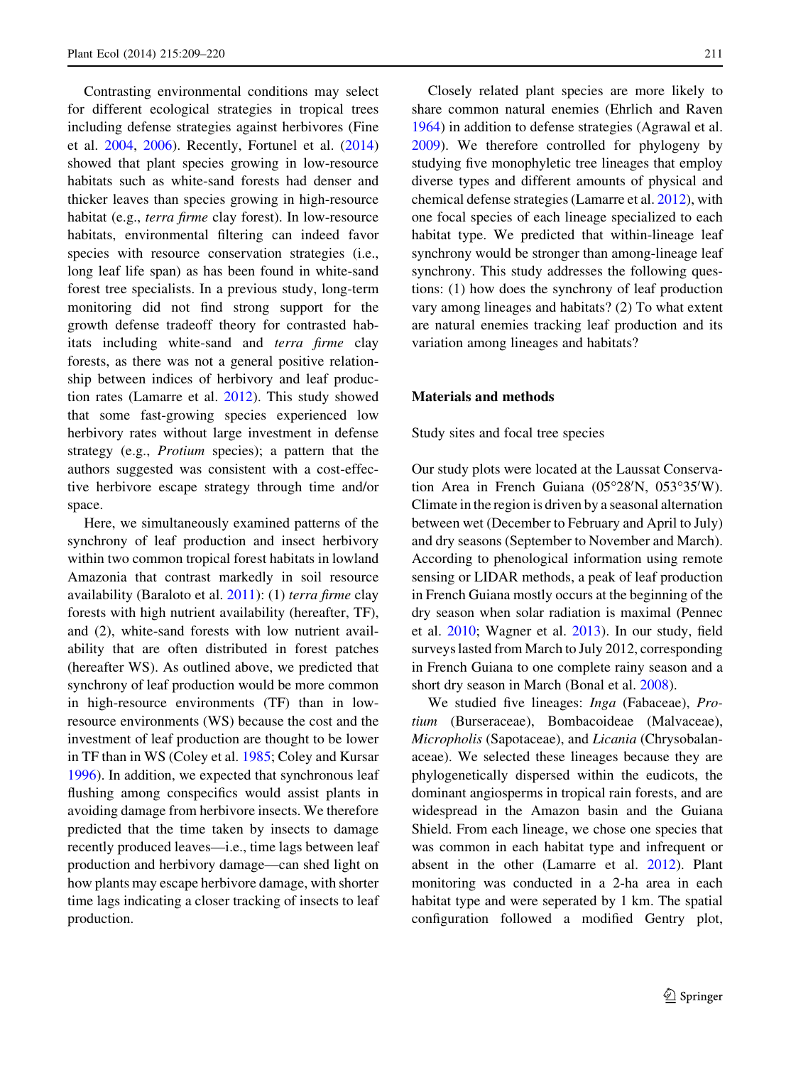Contrasting environmental conditions may select for different ecological strategies in tropical trees including defense strategies against herbivores (Fine et al. 2004, 2006). Recently, Fortunel et al. (2014) showed that plant species growing in low-resource habitats such as white-sand forests had denser and thicker leaves than species growing in high-resource habitat (e.g., *terra firme* clay forest). In low-resource habitats, environmental filtering can indeed favor species with resource conservation strategies (i.e., long leaf life span) as has been found in white-sand forest tree specialists. In a previous study, long-term monitoring did not find strong support for the growth defense tradeoff theory for contrasted habitats including white-sand and *terra firme* clay forests, as there was not a general positive relationship between indices of herbivory and leaf production rates (Lamarre et al. 2012). This study showed that some fast-growing species experienced low herbivory rates without large investment in defense strategy (e.g., *Protium* species); a pattern that the authors suggested was consistent with a cost-effective herbivore escape strategy through time and/or space.

Here, we simultaneously examined patterns of the synchrony of leaf production and insect herbivory within two common tropical forest habitats in lowland Amazonia that contrast markedly in soil resource availability (Baraloto et al. 2011): (1) *terra firme* clay forests with high nutrient availability (hereafter, TF), and (2), white-sand forests with low nutrient availability that are often distributed in forest patches (hereafter WS). As outlined above, we predicted that synchrony of leaf production would be more common in high-resource environments (TF) than in low-resource environments (WS) because the cost and the investment of leaf production are thought to be lower in TF than in WS (Coley et al. 1985; Coley and Kursar 1996). In addition, we expected that synchronous leaf flushing among conspecifics would assist plants in avoiding damage from herbivore insects. We therefore predicted that the time taken by insects to damage recently produced leaves—i.e., time lags between leaf production and herbivory damage—can shed light on how plants may escape herbivore damage, with shorter time lags indicating a closer tracking of insects to leaf production.

Closely related plant species are more likely to share common natural enemies (Ehrlich and Raven 1964) in addition to defense strategies (Agrawal et al. 2009). We therefore controlled for phylogeny by studying five monophyletic tree lineages that employ diverse types and different amounts of physical and chemical defense strategies (Lamarre et al. 2012), with one focal species of each lineage specialized to each habitat type. We predicted that within-lineage leaf synchrony would be stronger than among-lineage leaf synchrony. This study addresses the following questions: (1) how does the synchrony of leaf production vary among lineages and habitats? (2) To what extent are natural enemies tracking leaf production and its variation among lineages and habitats?

## Materials and methods

### Study sites and focal tree species

Our study plots were located at the Laussat Conservation Area in French Guiana (05°28′N, 053°35′W). Climate in the region is driven by a seasonal alternation between wet (December to February and April to July) and dry seasons (September to November and March). According to phenological information using remote sensing or LIDAR methods, a peak of leaf production in French Guiana mostly occurs at the beginning of the dry season when solar radiation is maximal (Pennec et al. 2010; Wagner et al. 2013). In our study, field surveys lasted from March to July 2012, corresponding in French Guiana to one complete rainy season and a short dry season in March (Bonal et al. 2008).

We studied five lineages: *Inga* (Fabaceae), *Protium* (Burseraceae), Bombacoideae (Malvaceae), *Micropholis* (Sapotaceae), and *Licania* (Chrysobalanaceae). We selected these lineages because they are phylogenetically dispersed within the eudicots, the dominant angiosperms in tropical rain forests, and are widespread in the Amazon basin and the Guiana Shield. From each lineage, we chose one species that was common in each habitat type and infrequent or absent in the other (Lamarre et al. 2012). Plant monitoring was conducted in a 2-ha area in each habitat type and were seperated by 1 km. The spatial configuration followed a modified Gentry plot,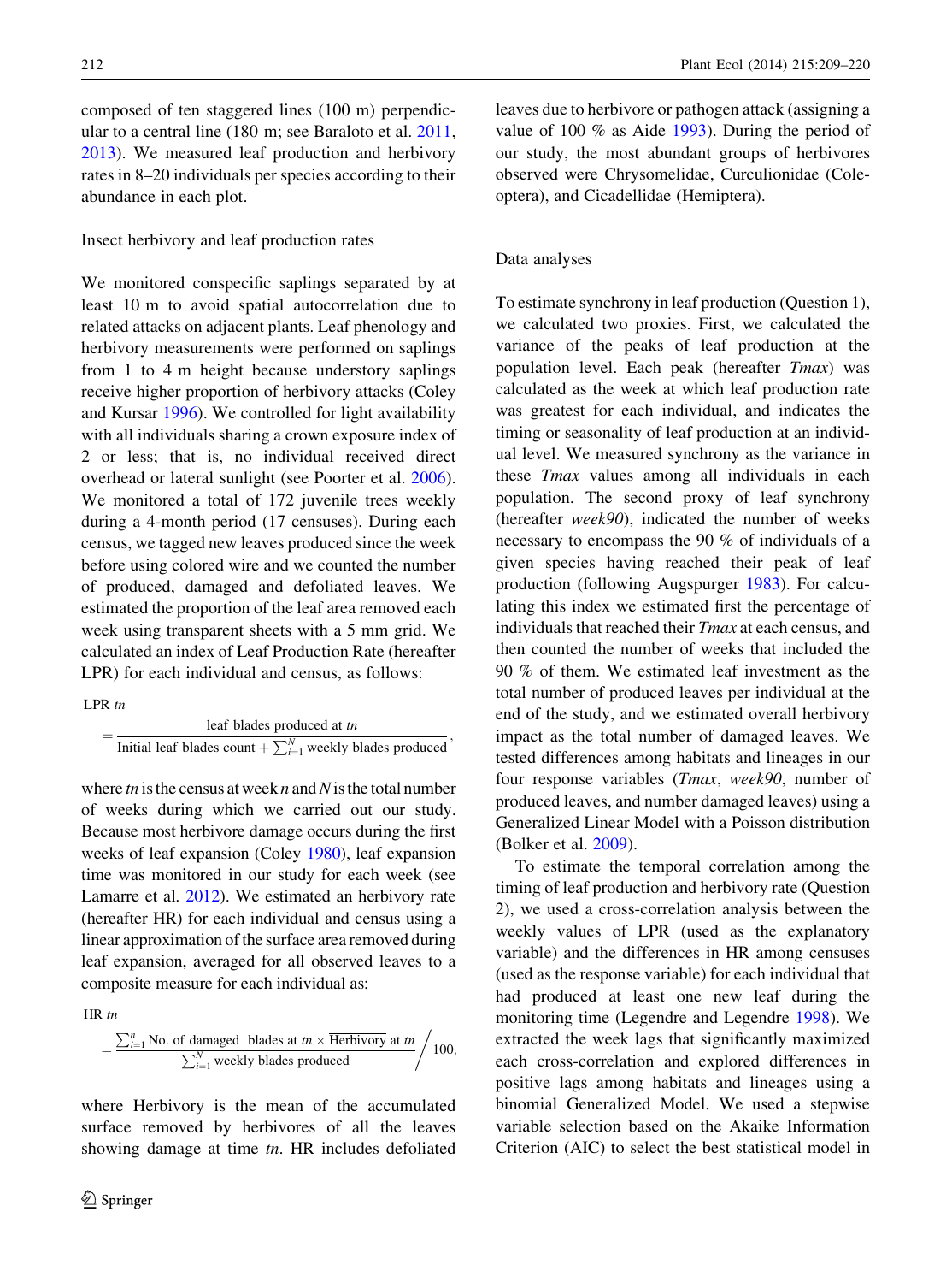composed of ten staggered lines (100 m) perpendicular to a central line (180 m; see Baraloto et al. 2011, 2013). We measured leaf production and herbivory rates in 8–20 individuals per species according to their abundance in each plot.

### Insect herbivory and leaf production rates

We monitored conspecific saplings separated by at least 10 m to avoid spatial autocorrelation due to related attacks on adjacent plants. Leaf phenology and herbivory measurements were performed on saplings from 1 to 4 m height because understory saplings receive higher proportion of herbivory attacks (Coley and Kursar 1996). We controlled for light availability with all individuals sharing a crown exposure index of 2 or less; that is, no individual received direct overhead or lateral sunlight (see Poorter et al. 2006). We monitored a total of 172 juvenile trees weekly during a 4-month period (17 censuses). During each census, we tagged new leaves produced since the week before using colored wire and we counted the number of produced, damaged and defoliated leaves. We estimated the proportion of the leaf area removed each week using transparent sheets with a 5 mm grid. We calculated an index of Leaf Production Rate (hereafter LPR) for each individual and census, as follows:

$$\text{LPR } tn = \frac{\text{leaf blades produced at } tn}{\text{Initial leaf blades count} + \sum_{i=1}^{N} \text{weekly blades produced}},$$

where $tn$ is the census at week $n$ and $N$ is the total number of weeks during which we carried out our study. Because most herbivore damage occurs during the first weeks of leaf expansion (Coley 1980), leaf expansion time was monitored in our study for each week (see Lamarre et al. 2012). We estimated an herbivory rate (hereafter HR) for each individual and census using a linear approximation of the surface area removed during leaf expansion, averaged for all observed leaves to a composite measure for each individual as:

$$\text{HR } tn = \frac{\sum_{i=1}^{n} \text{No. of damaged blades at } tn \times \overline{\text{Herbivory}} \text{ at } tn}{\sum_{i=1}^{N} \text{weekly blades produced}} \Big/ 100,$$

where $\overline{\text{Herbivory}}$ is the mean of the accumulated surface removed by herbivores of all the leaves showing damage at time $tn$. HR includes defoliated leaves due to herbivore or pathogen attack (assigning a value of 100 % as Aide 1993). During the period of our study, the most abundant groups of herbivores observed were Chrysomelidae, Curculionidae (Coleoptera), and Cicadellidae (Hemiptera).

### Data analyses

To estimate synchrony in leaf production (Question 1), we calculated two proxies. First, we calculated the variance of the peaks of leaf production at the population level. Each peak (hereafter *Tmax*) was calculated as the week at which leaf production rate was greatest for each individual, and indicates the timing or seasonality of leaf production at an individual level. We measured synchrony as the variance in these *Tmax* values among all individuals in each population. The second proxy of leaf synchrony (hereafter *week90*), indicated the number of weeks necessary to encompass the 90 % of individuals of a given species having reached their peak of leaf production (following Augspurger 1983). For calculating this index we estimated first the percentage of individuals that reached their *Tmax* at each census, and then counted the number of weeks that included the 90 % of them. We estimated leaf investment as the total number of produced leaves per individual at the end of the study, and we estimated overall herbivory impact as the total number of damaged leaves. We tested differences among habitats and lineages in our four response variables (*Tmax*, *week90*, number of produced leaves, and number damaged leaves) using a Generalized Linear Model with a Poisson distribution (Bolker et al. 2009).

To estimate the temporal correlation among the timing of leaf production and herbivory rate (Question 2), we used a cross-correlation analysis between the weekly values of LPR (used as the explanatory variable) and the differences in HR among censuses (used as the response variable) for each individual that had produced at least one new leaf during the monitoring time (Legendre and Legendre 1998). We extracted the week lags that significantly maximized each cross-correlation and explored differences in positive lags among habitats and lineages using a binomial Generalized Model. We used a stepwise variable selection based on the Akaike Information Criterion (AIC) to select the best statistical model in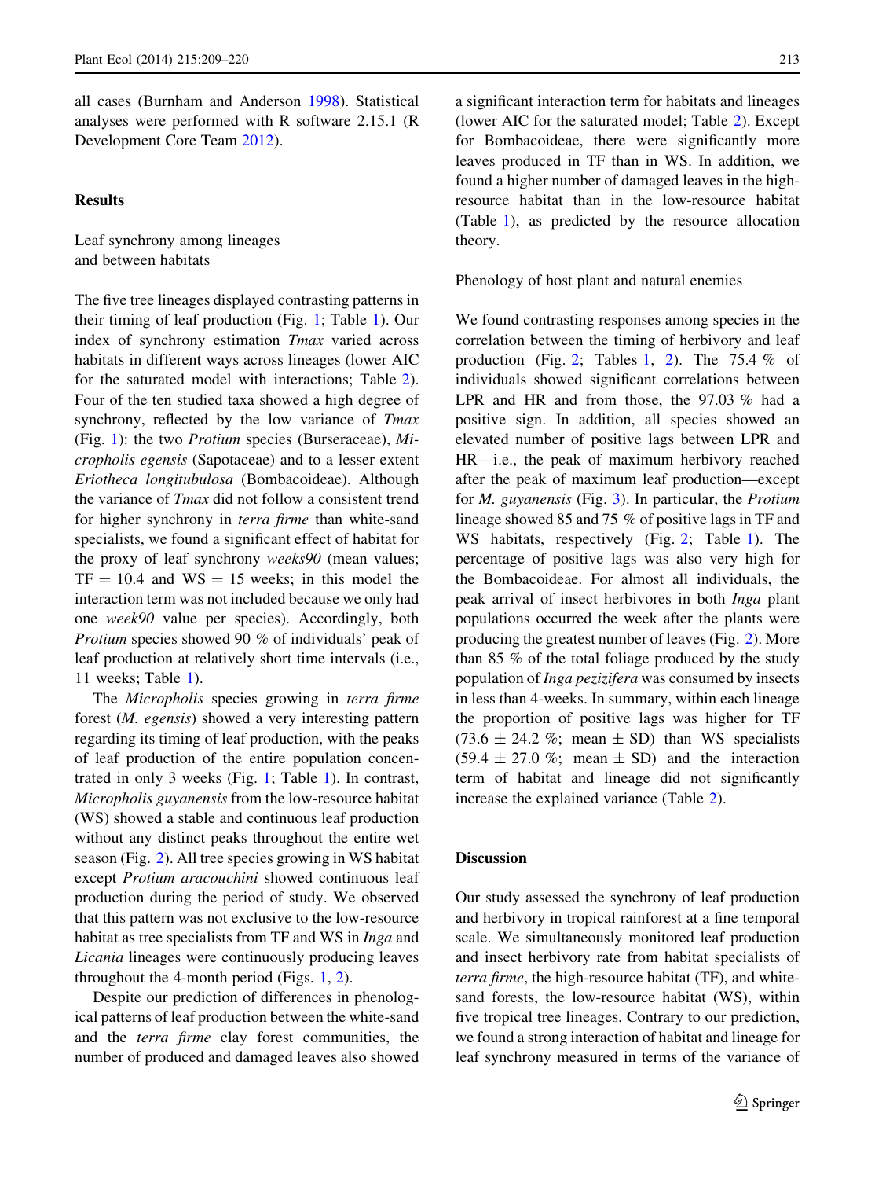all cases (Burnham and Anderson 1998). Statistical analyses were performed with R software 2.15.1 (R Development Core Team 2012).

## Results

### Leaf synchrony among lineages and between habitats

The five tree lineages displayed contrasting patterns in their timing of leaf production (Fig. 1; Table 1). Our index of synchrony estimation *Tmax* varied across habitats in different ways across lineages (lower AIC for the saturated model with interactions; Table 2). Four of the ten studied taxa showed a high degree of synchrony, reflected by the low variance of *Tmax* (Fig. 1): the two *Protium* species (Burseraceae), *Micropholis egensis* (Sapotaceae) and to a lesser extent *Eriotheca longitubulosa* (Bombacoideae). Although the variance of *Tmax* did not follow a consistent trend for higher synchrony in *terra firme* than white-sand specialists, we found a significant effect of habitat for the proxy of leaf synchrony *weeks90* (mean values; TF = 10.4 and WS = 15 weeks; in this model the interaction term was not included because we only had one *week90* value per species). Accordingly, both *Protium* species showed 90 % of individuals' peak of leaf production at relatively short time intervals (i.e., 11 weeks; Table 1).

The *Micropholis* species growing in *terra firme* forest (*M. egensis*) showed a very interesting pattern regarding its timing of leaf production, with the peaks of leaf production of the entire population concentrated in only 3 weeks (Fig. 1; Table 1). In contrast, *Micropholis guyanensis* from the low-resource habitat (WS) showed a stable and continuous leaf production without any distinct peaks throughout the entire wet season (Fig. 2). All tree species growing in WS habitat except *Protium aracouchini* showed continuous leaf production during the period of study. We observed that this pattern was not exclusive to the low-resource habitat as tree specialists from TF and WS in *Inga* and *Licania* lineages were continuously producing leaves throughout the 4-month period (Figs. 1, 2).

Despite our prediction of differences in phenological patterns of leaf production between the white-sand and the *terra firme* clay forest communities, the number of produced and damaged leaves also showed a significant interaction term for habitats and lineages (lower AIC for the saturated model; Table 2). Except for Bombacoideae, there were significantly more leaves produced in TF than in WS. In addition, we found a higher number of damaged leaves in the high-resource habitat than in the low-resource habitat (Table 1), as predicted by the resource allocation theory.

### Phenology of host plant and natural enemies

We found contrasting responses among species in the correlation between the timing of herbivory and leaf production (Fig. 2; Tables 1, 2). The 75.4 % of individuals showed significant correlations between LPR and HR and from those, the 97.03 % had a positive sign. In addition, all species showed an elevated number of positive lags between LPR and HR—i.e., the peak of maximum herbivory reached after the peak of maximum leaf production—except for *M. guyanensis* (Fig. 3). In particular, the *Protium* lineage showed 85 and 75 % of positive lags in TF and WS habitats, respectively (Fig. 2; Table 1). The percentage of positive lags was also very high for the Bombacoideae. For almost all individuals, the peak arrival of insect herbivores in both *Inga* plant populations occurred the week after the plants were producing the greatest number of leaves (Fig. 2). More than 85 % of the total foliage produced by the study population of *Inga pezizifera* was consumed by insects in less than 4-weeks. In summary, within each lineage the proportion of positive lags was higher for TF (73.6 ± 24.2 %; mean ± SD) than WS specialists (59.4 ± 27.0 %; mean ± SD) and the interaction term of habitat and lineage did not significantly increase the explained variance (Table 2).

## Discussion

Our study assessed the synchrony of leaf production and herbivory in tropical rainforest at a fine temporal scale. We simultaneously monitored leaf production and insect herbivory rate from habitat specialists of *terra firme*, the high-resource habitat (TF), and white-sand forests, the low-resource habitat (WS), within five tropical tree lineages. Contrary to our prediction, we found a strong interaction of habitat and lineage for leaf synchrony measured in terms of the variance of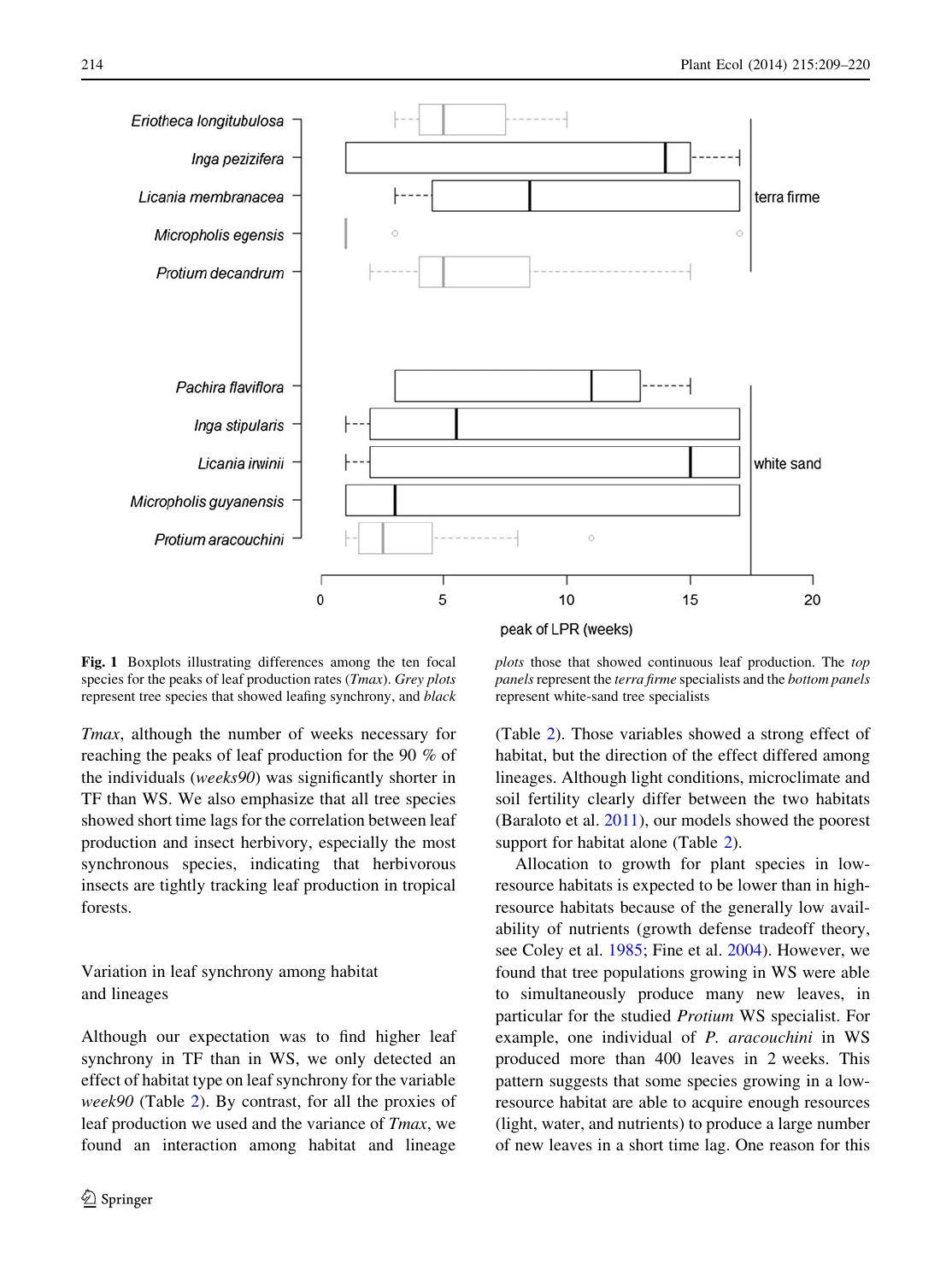**Fig. 1** Boxplots illustrating differences among the ten focal species for the peaks of leaf production rates (*Tmax*). *Grey plots* represent tree species that showed leafing synchrony, and *black plots* those that showed continuous leaf production. The *top panels* represent the *terra firme* specialists and the *bottom panels* represent white-sand tree specialists

*Tmax*, although the number of weeks necessary for reaching the peaks of leaf production for the 90 % of the individuals (*weeks90*) was significantly shorter in TF than WS. We also emphasize that all tree species showed short time lags for the correlation between leaf production and insect herbivory, especially the most synchronous species, indicating that herbivorous insects are tightly tracking leaf production in tropical forests.

## Variation in leaf synchrony among habitat and lineages

Although our expectation was to find higher leaf synchrony in TF than in WS, we only detected an effect of habitat type on leaf synchrony for the variable *week90* (Table 2). By contrast, for all the proxies of leaf production we used and the variance of *Tmax*, we found an interaction among habitat and lineage (Table 2). Those variables showed a strong effect of habitat, but the direction of the effect differed among lineages. Although light conditions, microclimate and soil fertility clearly differ between the two habitats (Baraloto et al. 2011), our models showed the poorest support for habitat alone (Table 2).

Allocation to growth for plant species in low-resource habitats is expected to be lower than in high-resource habitats because of the generally low availability of nutrients (growth defense tradeoff theory, see Coley et al. 1985; Fine et al. 2004). However, we found that tree populations growing in WS were able to simultaneously produce many new leaves, in particular for the studied *Protium* WS specialist. For example, one individual of *P. aracouchini* in WS produced more than 400 leaves in 2 weeks. This pattern suggests that some species growing in a low-resource habitat are able to acquire enough resources (light, water, and nutrients) to produce a large number of new leaves in a short time lag. One reason for this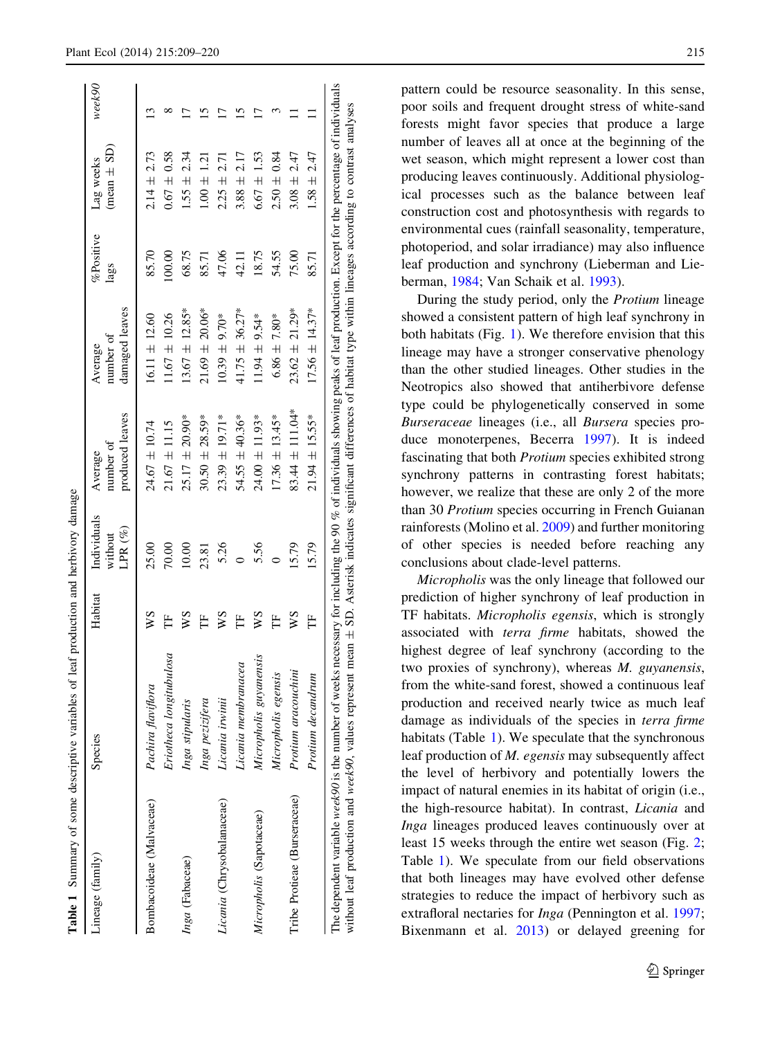**Table 1** Summary of some descriptive variables of leaf production and herbivory damage

| Lineage (family) | Species | Habitat | Individuals without LPR (%) | Average number of produced leaves | Average number of damaged leaves | %Positive lags | Lag weeks (mean ± SD) | *week90* |
|---|---|---|---|---|---|---|---|---|
| Bombacoideae (Malvaceae) | *Pachira flaviflora* | WS | 25.00 | 24.67 ± 10.74 | 16.11 ± 12.60 | 85.70 | 2.14 ± 2.73 | 13 |
| | *Eriotheca longitubulosa* | TF | 70.00 | 21.67 ± 11.15 | 11.67 ± 10.26 | 100.00 | 0.67 ± 0.58 | 8 |
| *Inga* (Fabaceae) | *Inga stipularis* | WS | 10.00 | 25.17 ± 20.90* | 13.67 ± 12.85* | 68.75 | 1.55 ± 2.34 | 17 |
| | *Inga pezizifera* | TF | 23.81 | 30.50 ± 28.59* | 21.69 ± 20.06* | 85.71 | 1.00 ± 1.21 | 15 |
| *Licania* (Chrysobalanaceae) | *Licania irwinii* | WS | 5.26 | 23.39 ± 19.71* | 10.39 ± 9.70* | 47.06 | 2.25 ± 2.71 | 17 |
| | *Licania membranacea* | TF | 0 | 54.55 ± 40.36* | 41.75 ± 36.27* | 42.11 | 3.88 ± 2.17 | 15 |
| *Micropholis* (Sapotaceae) | *Micropholis guyanensis* | WS | 5.56 | 24.00 ± 11.93* | 11.94 ± 9.54* | 18.75 | 6.67 ± 1.53 | 17 |
| | *Micropholis egensis* | TF | 0 | 17.36 ± 13.45* | 6.86 ± 7.80* | 54.55 | 2.50 ± 0.84 | 3 |
| Tribe Protieae (Burseraceae) | *Protium aracouchini* | WS | 15.79 | 83.44 ± 111.04* | 23.62 ± 21.29* | 75.00 | 3.08 ± 2.47 | 11 |
| | *Protium decandrum* | TF | 15.79 | 21.94 ± 15.55* | 17.56 ± 14.37* | 85.71 | 1.58 ± 2.47 | 11 |

The dependent variable *week90* is the number of weeks necessary for including the 90 % of individuals showing peaks of leaf production. Except for the percentage of individuals without leaf production and *week90*, values represent mean ± SD. Asterisk indicates significant differences of habitat type within lineages according to contrast analyses

pattern could be resource seasonality. In this sense, poor soils and frequent drought stress of white-sand forests might favor species that produce a large number of leaves all at once at the beginning of the wet season, which might represent a lower cost than producing leaves continuously. Additional physiological processes such as the balance between leaf construction cost and photosynthesis with regards to environmental cues (rainfall seasonality, temperature, photoperiod, and solar irradiance) may also influence leaf production and synchrony (Lieberman and Lieberman, 1984; Van Schaik et al. 1993).

During the study period, only the *Protium* lineage showed a consistent pattern of high leaf synchrony in both habitats (Fig. 1). We therefore envision that this lineage may have a stronger conservative phenology than the other studied lineages. Other studies in the Neotropics also showed that antiherbivore defense type could be phylogenetically conserved in some *Burseraceae* lineages (i.e., all *Bursera* species produce monoterpenes, Becerra 1997). It is indeed fascinating that both *Protium* species exhibited strong synchrony patterns in contrasting forest habitats; however, we realize that these are only 2 of the more than 30 *Protium* species occurring in French Guianan rainforests (Molino et al. 2009) and further monitoring of other species is needed before reaching any conclusions about clade-level patterns.

*Micropholis* was the only lineage that followed our prediction of higher synchrony of leaf production in TF habitats. *Micropholis egensis*, which is strongly associated with *terra firme* habitats, showed the highest degree of leaf synchrony (according to the two proxies of synchrony), whereas *M. guyanensis*, from the white-sand forest, showed a continuous leaf production and received nearly twice as much leaf damage as individuals of the species in *terra firme* habitats (Table 1). We speculate that the synchronous leaf production of *M. egensis* may subsequently affect the level of herbivory and potentially lowers the impact of natural enemies in its habitat of origin (i.e., the high-resource habitat). In contrast, *Licania* and *Inga* lineages produced leaves continuously over at least 15 weeks through the entire wet season (Fig. 2; Table 1). We speculate from our field observations that both lineages may have evolved other defense strategies to reduce the impact of herbivory such as extrafloral nectaries for *Inga* (Pennington et al. 1997; Bixenmann et al. 2013) or delayed greening for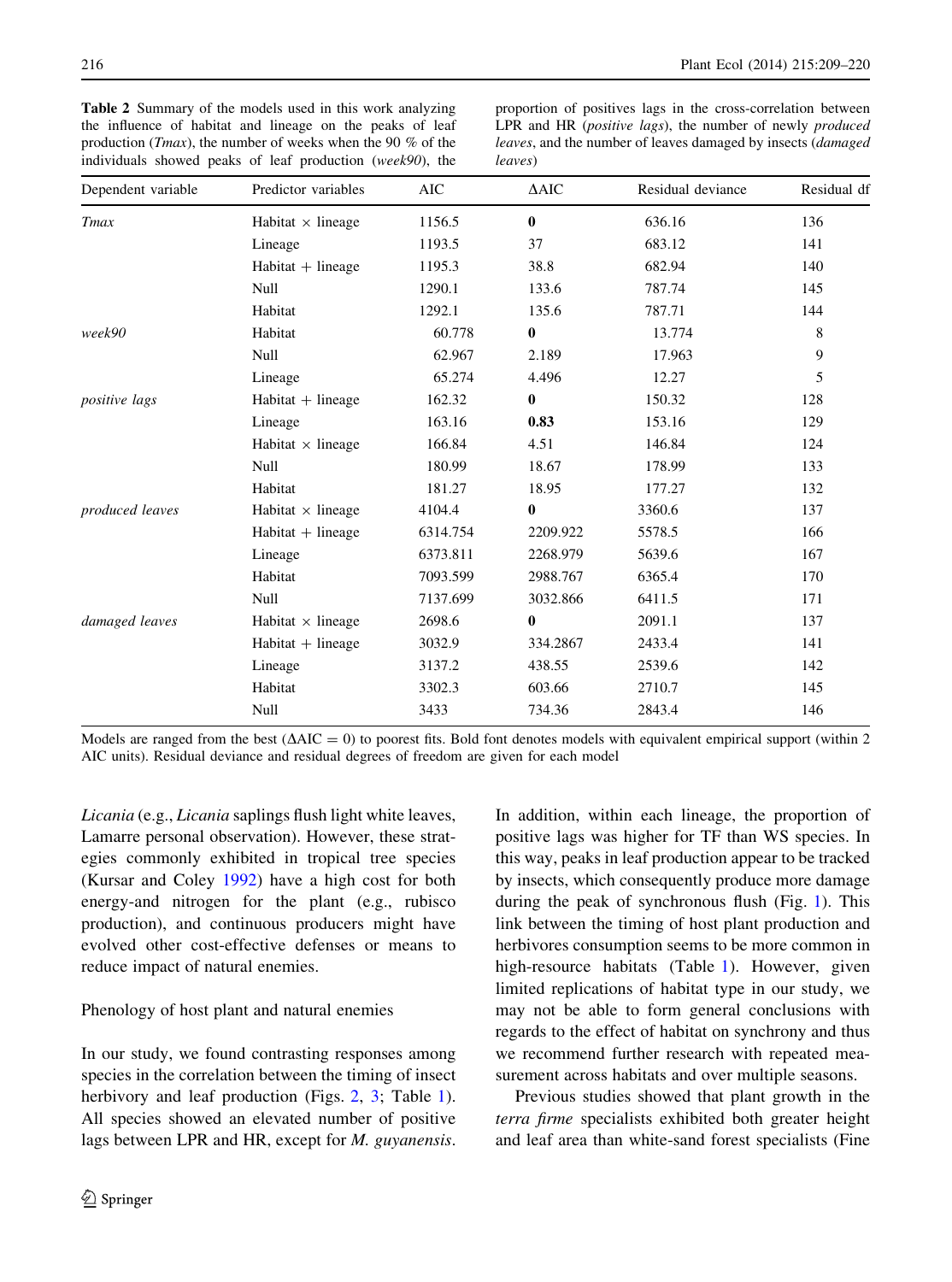**Table 2** Summary of the models used in this work analyzing the influence of habitat and lineage on the peaks of leaf production (*Tmax*), the number of weeks when the 90 % of the individuals showed peaks of leaf production (*week90*), the proportion of positives lags in the cross-correlation between LPR and HR (*positive lags*), the number of newly *produced leaves*, and the number of leaves damaged by insects (*damaged leaves*)

| Dependent variable | Predictor variables | AIC | ΔAIC | Residual deviance | Residual df |
|---|---|---|---|---|---|
| *Tmax* | Habitat × lineage | 1156.5 | **0** | 636.16 | 136 |
| | Lineage | 1193.5 | 37 | 683.12 | 141 |
| | Habitat + lineage | 1195.3 | 38.8 | 682.94 | 140 |
| | Null | 1290.1 | 133.6 | 787.74 | 145 |
| | Habitat | 1292.1 | 135.6 | 787.71 | 144 |
| *week90* | Habitat | 60.778 | **0** | 13.774 | 8 |
| | Null | 62.967 | 2.189 | 17.963 | 9 |
| | Lineage | 65.274 | 4.496 | 12.27 | 5 |
| *positive lags* | Habitat + lineage | 162.32 | **0** | 150.32 | 128 |
| | Lineage | 163.16 | **0.83** | 153.16 | 129 |
| | Habitat × lineage | 166.84 | 4.51 | 146.84 | 124 |
| | Null | 180.99 | 18.67 | 178.99 | 133 |
| | Habitat | 181.27 | 18.95 | 177.27 | 132 |
| *produced leaves* | Habitat × lineage | 4104.4 | **0** | 3360.6 | 137 |
| | Habitat + lineage | 6314.754 | 2209.922 | 5578.5 | 166 |
| | Lineage | 6373.811 | 2268.979 | 5639.6 | 167 |
| | Habitat | 7093.599 | 2988.767 | 6365.4 | 170 |
| | Null | 7137.699 | 3032.866 | 6411.5 | 171 |
| *damaged leaves* | Habitat × lineage | 2698.6 | **0** | 2091.1 | 137 |
| | Habitat + lineage | 3032.9 | 334.2867 | 2433.4 | 141 |
| | Lineage | 3137.2 | 438.55 | 2539.6 | 142 |
| | Habitat | 3302.3 | 603.66 | 2710.7 | 145 |
| | Null | 3433 | 734.36 | 2843.4 | 146 |

Models are ranged from the best (ΔAIC = 0) to poorest fits. Bold font denotes models with equivalent empirical support (within 2 AIC units). Residual deviance and residual degrees of freedom are given for each model

*Licania* (e.g., *Licania* saplings flush light white leaves, Lamarre personal observation). However, these strategies commonly exhibited in tropical tree species (Kursar and Coley 1992) have a high cost for both energy-and nitrogen for the plant (e.g., rubisco production), and continuous producers might have evolved other cost-effective defenses or means to reduce impact of natural enemies.

## Phenology of host plant and natural enemies

In our study, we found contrasting responses among species in the correlation between the timing of insect herbivory and leaf production (Figs. 2, 3; Table 1). All species showed an elevated number of positive lags between LPR and HR, except for *M. guyanensis*. In addition, within each lineage, the proportion of positive lags was higher for TF than WS species. In this way, peaks in leaf production appear to be tracked by insects, which consequently produce more damage during the peak of synchronous flush (Fig. 1). This link between the timing of host plant production and herbivores consumption seems to be more common in high-resource habitats (Table 1). However, given limited replications of habitat type in our study, we may not be able to form general conclusions with regards to the effect of habitat on synchrony and thus we recommend further research with repeated measurement across habitats and over multiple seasons.

Previous studies showed that plant growth in the *terra firme* specialists exhibited both greater height and leaf area than white-sand forest specialists (Fine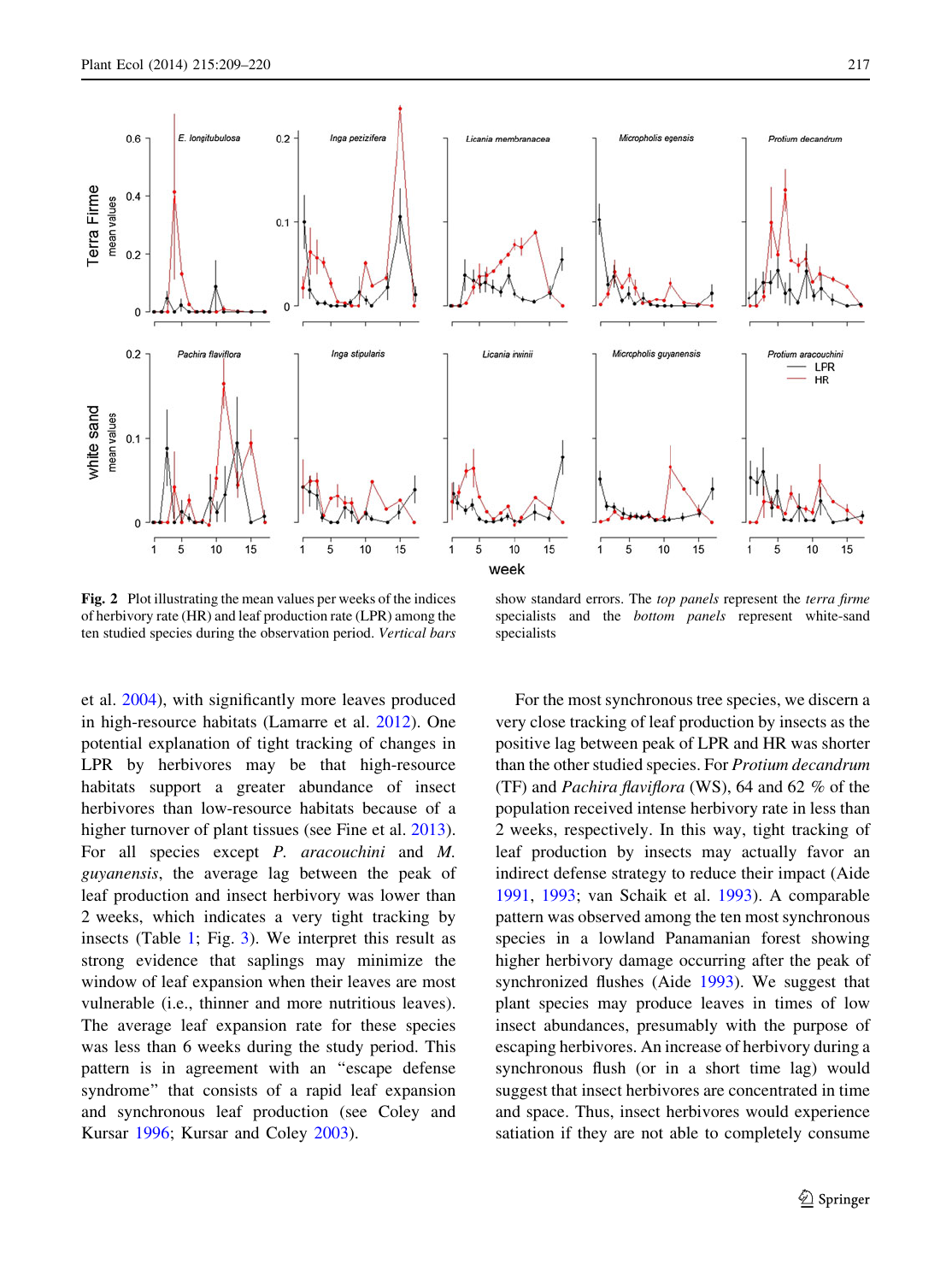**Fig. 2** Plot illustrating the mean values per weeks of the indices of herbivory rate (HR) and leaf production rate (LPR) among the ten studied species during the observation period. *Vertical bars* show standard errors. The *top panels* represent the *terra firme* specialists and the *bottom panels* represent white-sand specialists

et al. 2004), with significantly more leaves produced in high-resource habitats (Lamarre et al. 2012). One potential explanation of tight tracking of changes in LPR by herbivores may be that high-resource habitats support a greater abundance of insect herbivores than low-resource habitats because of a higher turnover of plant tissues (see Fine et al. 2013). For all species except *P. aracouchini* and *M. guyanensis*, the average lag between the peak of leaf production and insect herbivory was lower than 2 weeks, which indicates a very tight tracking by insects (Table 1; Fig. 3). We interpret this result as strong evidence that saplings may minimize the window of leaf expansion when their leaves are most vulnerable (i.e., thinner and more nutritious leaves). The average leaf expansion rate for these species was less than 6 weeks during the study period. This pattern is in agreement with an "escape defense syndrome" that consists of a rapid leaf expansion and synchronous leaf production (see Coley and Kursar 1996; Kursar and Coley 2003).

For the most synchronous tree species, we discern a very close tracking of leaf production by insects as the positive lag between peak of LPR and HR was shorter than the other studied species. For *Protium decandrum* (TF) and *Pachira flaviflora* (WS), 64 and 62 % of the population received intense herbivory rate in less than 2 weeks, respectively. In this way, tight tracking of leaf production by insects may actually favor an indirect defense strategy to reduce their impact (Aide 1991, 1993; van Schaik et al. 1993). A comparable pattern was observed among the ten most synchronous species in a lowland Panamanian forest showing higher herbivory damage occurring after the peak of synchronized flushes (Aide 1993). We suggest that plant species may produce leaves in times of low insect abundances, presumably with the purpose of escaping herbivores. An increase of herbivory during a synchronous flush (or in a short time lag) would suggest that insect herbivores are concentrated in time and space. Thus, insect herbivores would experience satiation if they are not able to completely consume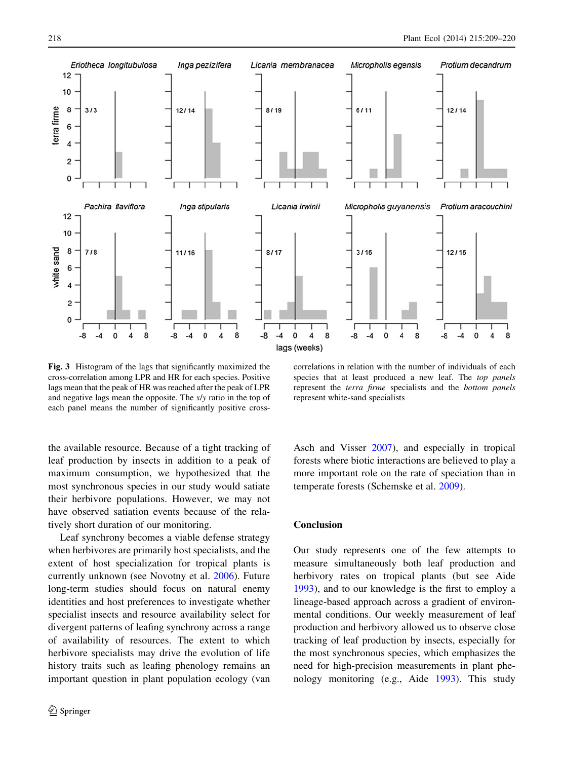**Fig. 3** Histogram of the lags that significantly maximized the cross-correlation among LPR and HR for each species. Positive lags mean that the peak of HR was reached after the peak of LPR and negative lags mean the opposite. The *x*/*y* ratio in the top of each panel means the number of significantly positive cross-correlations in relation with the number of individuals of each species that at least produced a new leaf. The *top panels* represent the *terra firme* specialists and the *bottom panels* represent white-sand specialists

the available resource. Because of a tight tracking of leaf production by insects in addition to a peak of maximum consumption, we hypothesized that the most synchronous species in our study would satiate their herbivore populations. However, we may not have observed satiation events because of the relatively short duration of our monitoring.

Leaf synchrony becomes a viable defense strategy when herbivores are primarily host specialists, and the extent of host specialization for tropical plants is currently unknown (see Novotny et al. 2006). Future long-term studies should focus on natural enemy identities and host preferences to investigate whether specialist insects and resource availability select for divergent patterns of leafing synchrony across a range of availability of resources. The extent to which herbivore specialists may drive the evolution of life history traits such as leafing phenology remains an important question in plant population ecology (van Asch and Visser 2007), and especially in tropical forests where biotic interactions are believed to play a more important role on the rate of speciation than in temperate forests (Schemske et al. 2009).

## Conclusion

Our study represents one of the few attempts to measure simultaneously both leaf production and herbivory rates on tropical plants (but see Aide 1993), and to our knowledge is the first to employ a lineage-based approach across a gradient of environmental conditions. Our weekly measurement of leaf production and herbivory allowed us to observe close tracking of leaf production by insects, especially for the most synchronous species, which emphasizes the need for high-precision measurements in plant phenology monitoring (e.g., Aide 1993). This study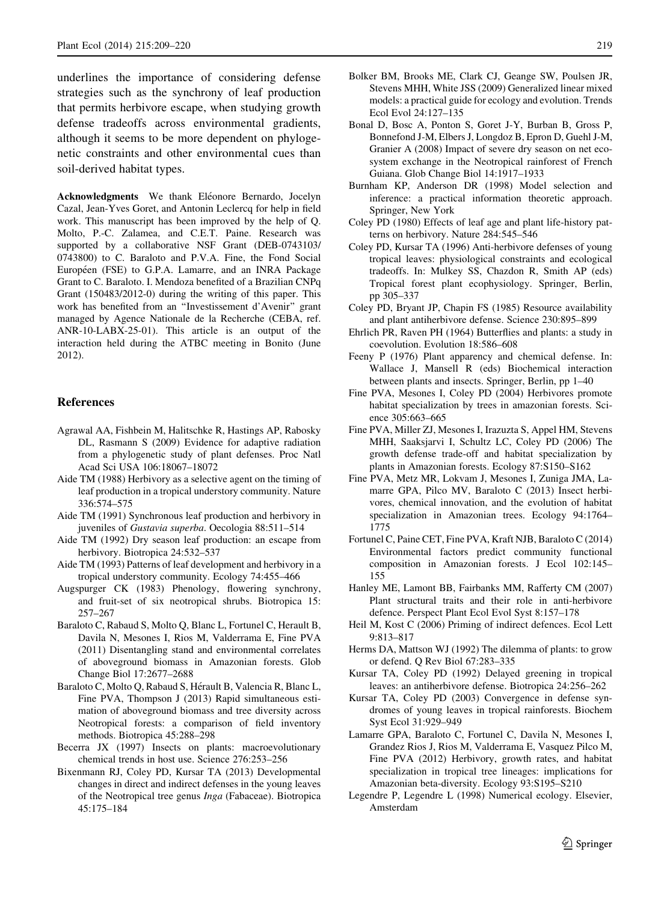underlines the importance of considering defense strategies such as the synchrony of leaf production that permits herbivore escape, when studying growth defense tradeoffs across environmental gradients, although it seems to be more dependent on phylogenetic constraints and other environmental cues than soil-derived habitat types.

**Acknowledgments** We thank Eléonore Bernardo, Jocelyn Cazal, Jean-Yves Goret, and Antonin Leclercq for help in field work. This manuscript has been improved by the help of Q. Molto, P.-C. Zalamea, and C.E.T. Paine. Research was supported by a collaborative NSF Grant (DEB-0743103/0743800) to C. Baraloto and P.V.A. Fine, the Fond Social Européen (FSE) to G.P.A. Lamarre, and an INRA Package Grant to C. Baraloto. I. Mendoza benefited of a Brazilian CNPq Grant (150483/2012-0) during the writing of this paper. This work has benefited from an "Investissement d'Avenir" grant managed by Agence Nationale de la Recherche (CEBA, ref. ANR-10-LABX-25-01). This article is an output of the interaction held during the ATBC meeting in Bonito (June 2012).

## References

Agrawal AA, Fishbein M, Halitschke R, Hastings AP, Rabosky DL, Rasmann S (2009) Evidence for adaptive radiation from a phylogenetic study of plant defenses. Proc Natl Acad Sci USA 106:18067–18072

Aide TM (1988) Herbivory as a selective agent on the timing of leaf production in a tropical understory community. Nature 336:574–575

Aide TM (1991) Synchronous leaf production and herbivory in juveniles of *Gustavia superba*. Oecologia 88:511–514

Aide TM (1992) Dry season leaf production: an escape from herbivory. Biotropica 24:532–537

Aide TM (1993) Patterns of leaf development and herbivory in a tropical understory community. Ecology 74:455–466

Augspurger CK (1983) Phenology, flowering synchrony, and fruit-set of six neotropical shrubs. Biotropica 15: 257–267

Baraloto C, Rabaud S, Molto Q, Blanc L, Fortunel C, Herault B, Davila N, Mesones I, Rios M, Valderrama E, Fine PVA (2011) Disentangling stand and environmental correlates of aboveground biomass in Amazonian forests. Glob Change Biol 17:2677–2688

Baraloto C, Molto Q, Rabaud S, Hérault B, Valencia R, Blanc L, Fine PVA, Thompson J (2013) Rapid simultaneous estimation of aboveground biomass and tree diversity across Neotropical forests: a comparison of field inventory methods. Biotropica 45:288–298

Becerra JX (1997) Insects on plants: macroevolutionary chemical trends in host use. Science 276:253–256

Bixenmann RJ, Coley PD, Kursar TA (2013) Developmental changes in direct and indirect defenses in the young leaves of the Neotropical tree genus *Inga* (Fabaceae). Biotropica 45:175–184

Bolker BM, Brooks ME, Clark CJ, Geange SW, Poulsen JR, Stevens MHH, White JSS (2009) Generalized linear mixed models: a practical guide for ecology and evolution. Trends Ecol Evol 24:127–135

Bonal D, Bosc A, Ponton S, Goret J-Y, Burban B, Gross P, Bonnefond J-M, Elbers J, Longdoz B, Epron D, Guehl J-M, Granier A (2008) Impact of severe dry season on net ecosystem exchange in the Neotropical rainforest of French Guiana. Glob Change Biol 14:1917–1933

Burnham KP, Anderson DR (1998) Model selection and inference: a practical information theoretic approach. Springer, New York

Coley PD (1980) Effects of leaf age and plant life-history patterns on herbivory. Nature 284:545–546

Coley PD, Kursar TA (1996) Anti-herbivore defenses of young tropical leaves: physiological constraints and ecological tradeoffs. In: Mulkey SS, Chazdon R, Smith AP (eds) Tropical forest plant ecophysiology. Springer, Berlin, pp 305–337

Coley PD, Bryant JP, Chapin FS (1985) Resource availability and plant antiherbivore defense. Science 230:895–899

Ehrlich PR, Raven PH (1964) Butterflies and plants: a study in coevolution. Evolution 18:586–608

Feeny P (1976) Plant apparency and chemical defense. In: Wallace J, Mansell R (eds) Biochemical interaction between plants and insects. Springer, Berlin, pp 1–40

Fine PVA, Mesones I, Coley PD (2004) Herbivores promote habitat specialization by trees in amazonian forests. Science 305:663–665

Fine PVA, Miller ZJ, Mesones I, Irazuzta S, Appel HM, Stevens MHH, Saaksjarvi I, Schultz LC, Coley PD (2006) The growth defense trade-off and habitat specialization by plants in Amazonian forests. Ecology 87:S150–S162

Fine PVA, Metz MR, Lokvam J, Mesones I, Zuniga JMA, Lamarre GPA, Pilco MV, Baraloto C (2013) Insect herbivores, chemical innovation, and the evolution of habitat specialization in Amazonian trees. Ecology 94:1764–1775

Fortunel C, Paine CET, Fine PVA, Kraft NJB, Baraloto C (2014) Environmental factors predict community functional composition in Amazonian forests. J Ecol 102:145–155

Hanley ME, Lamont BB, Fairbanks MM, Rafferty CM (2007) Plant structural traits and their role in anti-herbivore defence. Perspect Plant Ecol Evol Syst 8:157–178

Heil M, Kost C (2006) Priming of indirect defences. Ecol Lett 9:813–817

Herms DA, Mattson WJ (1992) The dilemma of plants: to grow or defend. Q Rev Biol 67:283–335

Kursar TA, Coley PD (1992) Delayed greening in tropical leaves: an antiherbivore defense. Biotropica 24:256–262

Kursar TA, Coley PD (2003) Convergence in defense syndromes of young leaves in tropical rainforests. Biochem Syst Ecol 31:929–949

Lamarre GPA, Baraloto C, Fortunel C, Davila N, Mesones I, Grandez Rios J, Rios M, Valderrama E, Vasquez Pilco M, Fine PVA (2012) Herbivory, growth rates, and habitat specialization in tropical tree lineages: implications for Amazonian beta-diversity. Ecology 93:S195–S210

Legendre P, Legendre L (1998) Numerical ecology. Elsevier, Amsterdam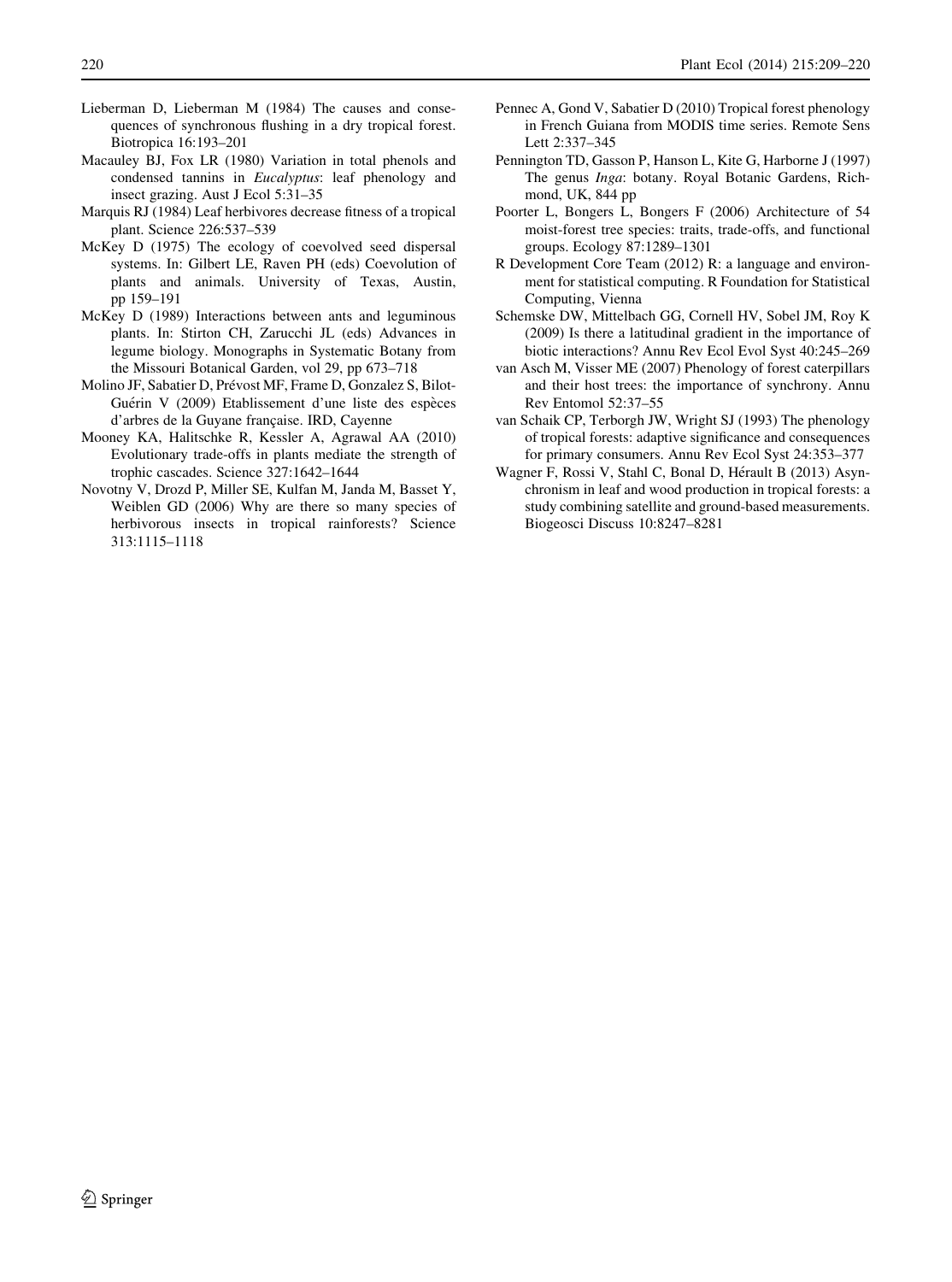Lieberman D, Lieberman M (1984) The causes and consequences of synchronous flushing in a dry tropical forest. Biotropica 16:193–201

Macauley BJ, Fox LR (1980) Variation in total phenols and condensed tannins in *Eucalyptus*: leaf phenology and insect grazing. Aust J Ecol 5:31–35

Marquis RJ (1984) Leaf herbivores decrease fitness of a tropical plant. Science 226:537–539

McKey D (1975) The ecology of coevolved seed dispersal systems. In: Gilbert LE, Raven PH (eds) Coevolution of plants and animals. University of Texas, Austin, pp 159–191

McKey D (1989) Interactions between ants and leguminous plants. In: Stirton CH, Zarucchi JL (eds) Advances in legume biology. Monographs in Systematic Botany from the Missouri Botanical Garden, vol 29, pp 673–718

Molino JF, Sabatier D, Prévost MF, Frame D, Gonzalez S, Bilot-Guérin V (2009) Etablissement d'une liste des espèces d'arbres de la Guyane française. IRD, Cayenne

Mooney KA, Halitschke R, Kessler A, Agrawal AA (2010) Evolutionary trade-offs in plants mediate the strength of trophic cascades. Science 327:1642–1644

Novotny V, Drozd P, Miller SE, Kulfan M, Janda M, Basset Y, Weiblen GD (2006) Why are there so many species of herbivorous insects in tropical rainforests? Science 313:1115–1118

Pennec A, Gond V, Sabatier D (2010) Tropical forest phenology in French Guiana from MODIS time series. Remote Sens Lett 2:337–345

Pennington TD, Gasson P, Hanson L, Kite G, Harborne J (1997) The genus *Inga*: botany. Royal Botanic Gardens, Richmond, UK, 844 pp

Poorter L, Bongers L, Bongers F (2006) Architecture of 54 moist-forest tree species: traits, trade-offs, and functional groups. Ecology 87:1289–1301

R Development Core Team (2012) R: a language and environment for statistical computing. R Foundation for Statistical Computing, Vienna

Schemske DW, Mittelbach GG, Cornell HV, Sobel JM, Roy K (2009) Is there a latitudinal gradient in the importance of biotic interactions? Annu Rev Ecol Evol Syst 40:245–269

van Asch M, Visser ME (2007) Phenology of forest caterpillars and their host trees: the importance of synchrony. Annu Rev Entomol 52:37–55

van Schaik CP, Terborgh JW, Wright SJ (1993) The phenology of tropical forests: adaptive significance and consequences for primary consumers. Annu Rev Ecol Syst 24:353–377

Wagner F, Rossi V, Stahl C, Bonal D, Hérault B (2013) Asynchronism in leaf and wood production in tropical forests: a study combining satellite and ground-based measurements. Biogeosci Discuss 10:8247–8281